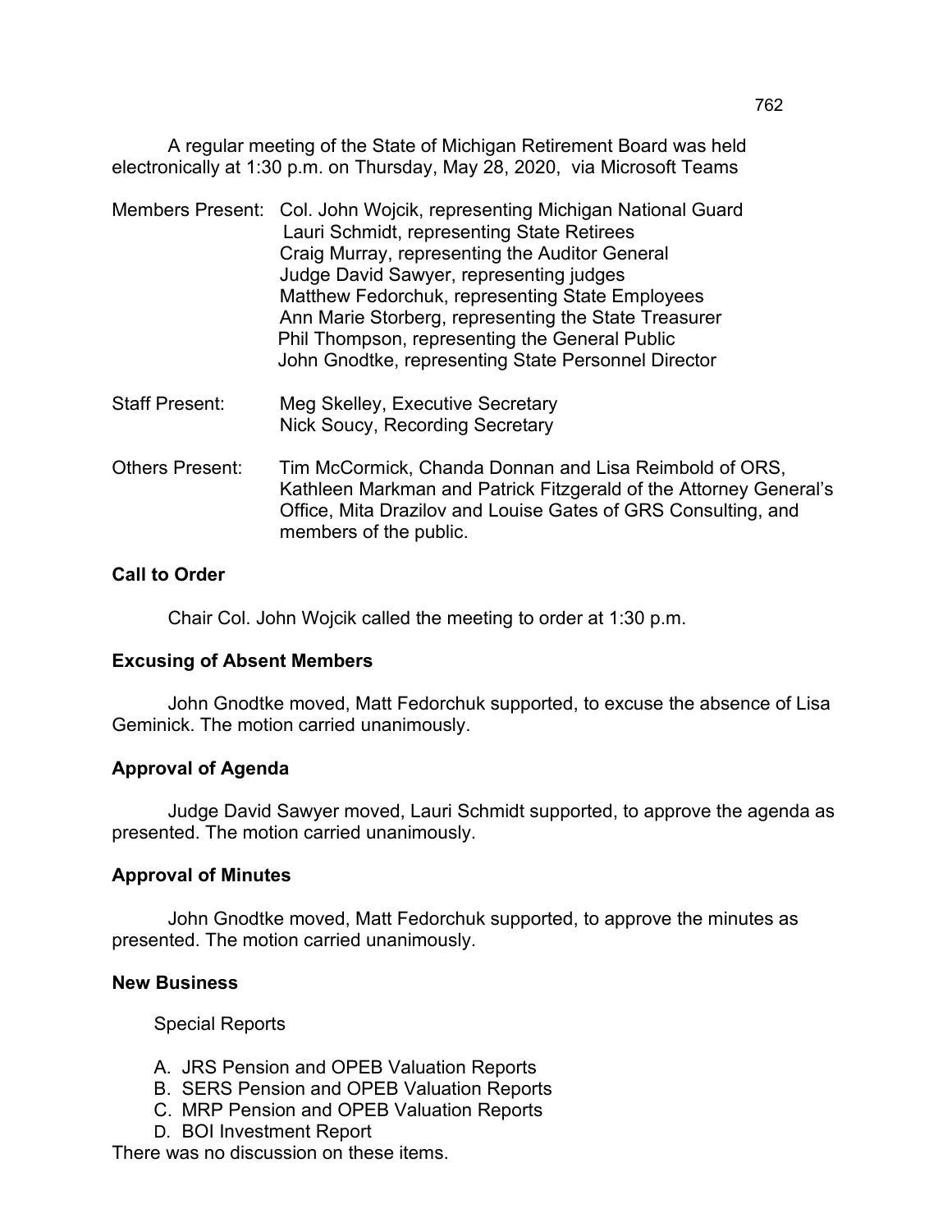A regular meeting of the State of Michigan Retirement Board was held electronically at 1:30 p.m. on Thursday, May 28, 2020, via Microsoft Teams

Members Present: Col. John Wojcik, representing Michigan National Guard
Lauri Schmidt, representing State Retirees
Craig Murray, representing the Auditor General
Judge David Sawyer, representing judges
Matthew Fedorchuk, representing State Employees
Ann Marie Storberg, representing the State Treasurer
Phil Thompson, representing the General Public
John Gnodtke, representing State Personnel Director

Staff Present: Meg Skelley, Executive Secretary
Nick Soucy, Recording Secretary

Others Present: Tim McCormick, Chanda Donnan and Lisa Reimbold of ORS, Kathleen Markman and Patrick Fitzgerald of the Attorney General's Office, Mita Drazilov and Louise Gates of GRS Consulting, and members of the public.

**Call to Order**

Chair Col. John Wojcik called the meeting to order at 1:30 p.m.

**Excusing of Absent Members**

John Gnodtke moved, Matt Fedorchuk supported, to excuse the absence of Lisa Geminick. The motion carried unanimously.

**Approval of Agenda**

Judge David Sawyer moved, Lauri Schmidt supported, to approve the agenda as presented. The motion carried unanimously.

**Approval of Minutes**

John Gnodtke moved, Matt Fedorchuk supported, to approve the minutes as presented. The motion carried unanimously.

**New Business**

Special Reports

A. JRS Pension and OPEB Valuation Reports
B. SERS Pension and OPEB Valuation Reports
C. MRP Pension and OPEB Valuation Reports
D. BOI Investment Report

There was no discussion on these items.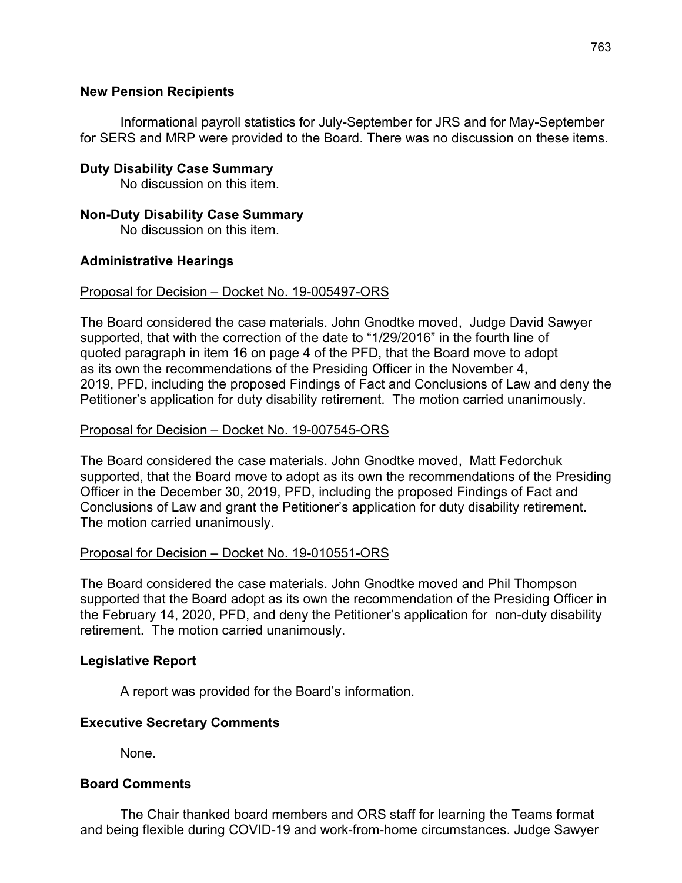## New Pension Recipients

Informational payroll statistics for July-September for JRS and for May-September for SERS and MRP were provided to the Board. There was no discussion on these items.

## Duty Disability Case Summary

No discussion on this item.

## Non-Duty Disability Case Summary

No discussion on this item.

## Administrative Hearings

Proposal for Decision – Docket No. 19-005497-ORS

The Board considered the case materials. John Gnodtke moved, Judge David Sawyer supported, that with the correction of the date to "1/29/2016" in the fourth line of quoted paragraph in item 16 on page 4 of the PFD, that the Board move to adopt as its own the recommendations of the Presiding Officer in the November 4, 2019, PFD, including the proposed Findings of Fact and Conclusions of Law and deny the Petitioner's application for duty disability retirement. The motion carried unanimously.

Proposal for Decision – Docket No. 19-007545-ORS

The Board considered the case materials. John Gnodtke moved, Matt Fedorchuk supported, that the Board move to adopt as its own the recommendations of the Presiding Officer in the December 30, 2019, PFD, including the proposed Findings of Fact and Conclusions of Law and grant the Petitioner's application for duty disability retirement. The motion carried unanimously.

Proposal for Decision – Docket No. 19-010551-ORS

The Board considered the case materials. John Gnodtke moved and Phil Thompson supported that the Board adopt as its own the recommendation of the Presiding Officer in the February 14, 2020, PFD, and deny the Petitioner's application for non-duty disability retirement. The motion carried unanimously.

## Legislative Report

A report was provided for the Board's information.

## Executive Secretary Comments

None.

## Board Comments

The Chair thanked board members and ORS staff for learning the Teams format and being flexible during COVID-19 and work-from-home circumstances. Judge Sawyer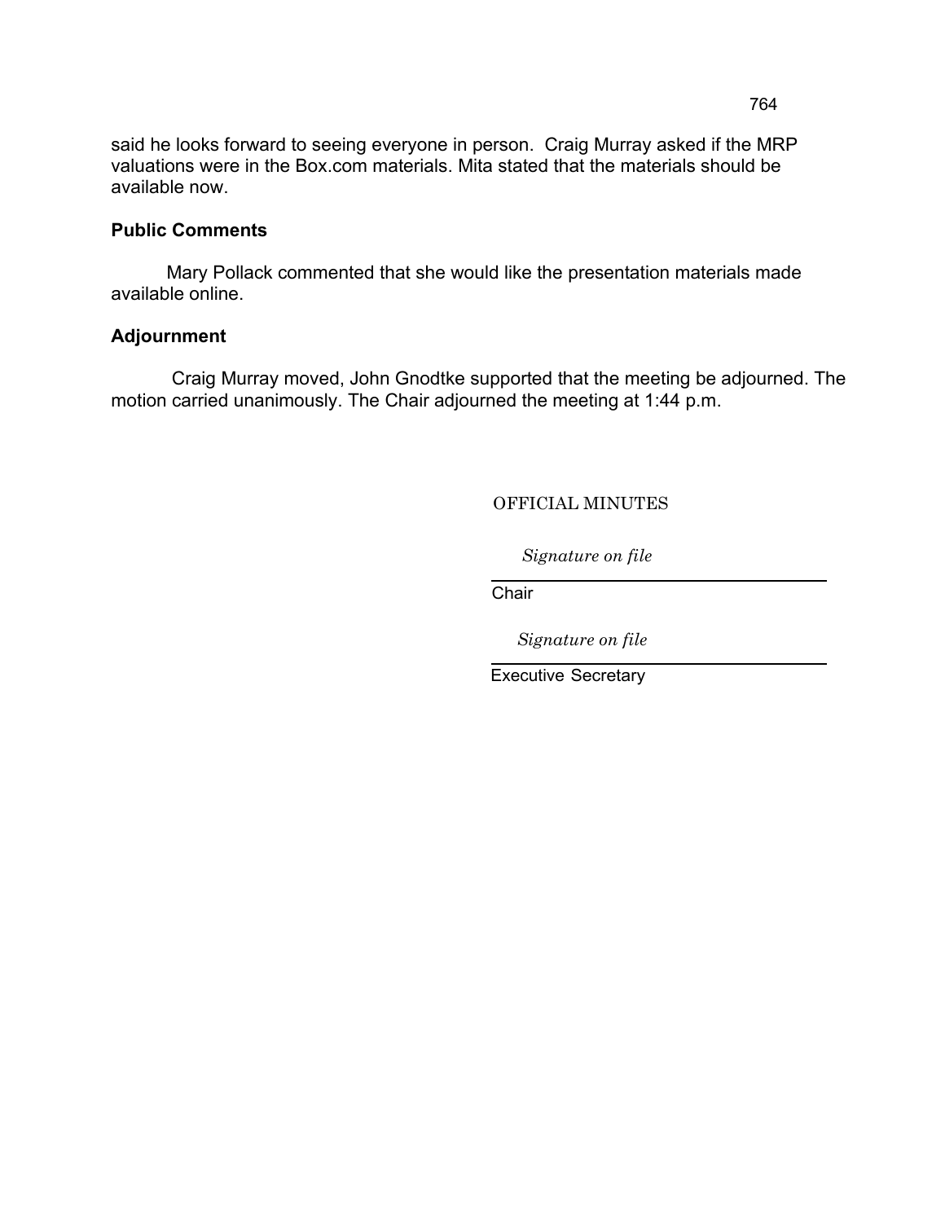said he looks forward to seeing everyone in person. Craig Murray asked if the MRP valuations were in the Box.com materials. Mita stated that the materials should be available now.

**Public Comments**

Mary Pollack commented that she would like the presentation materials made available online.

**Adjournment**

Craig Murray moved, John Gnodtke supported that the meeting be adjourned. The motion carried unanimously. The Chair adjourned the meeting at 1:44 p.m.

OFFICIAL MINUTES

*Signature on file*

Chair

*Signature on file*

Executive Secretary